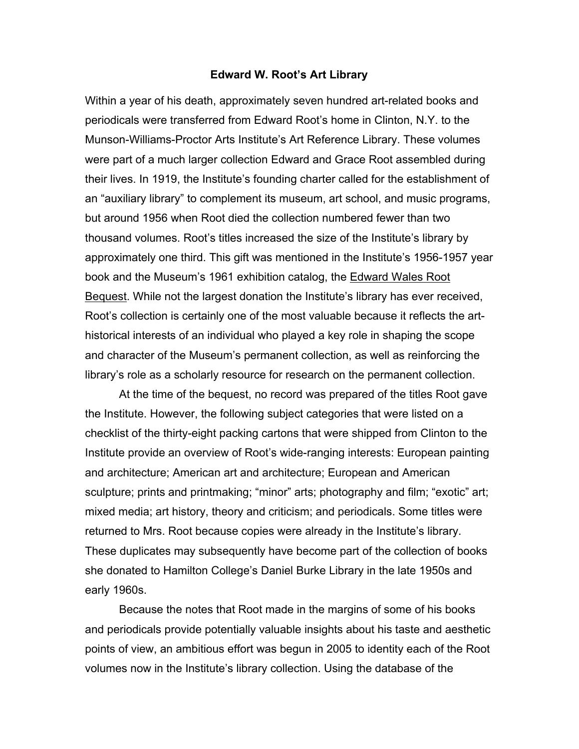# Edward W. Root's Art Library

Within a year of his death, approximately seven hundred art-related books and periodicals were transferred from Edward Root's home in Clinton, N.Y. to the Munson-Williams-Proctor Arts Institute's Art Reference Library. These volumes were part of a much larger collection Edward and Grace Root assembled during their lives. In 1919, the Institute's founding charter called for the establishment of an "auxiliary library" to complement its museum, art school, and music programs, but around 1956 when Root died the collection numbered fewer than two thousand volumes. Root's titles increased the size of the Institute's library by approximately one third. This gift was mentioned in the Institute's 1956-1957 year book and the Museum's 1961 exhibition catalog, the <u>Edward Wales Root Bequest</u>. While not the largest donation the Institute's library has ever received, Root's collection is certainly one of the most valuable because it reflects the art-historical interests of an individual who played a key role in shaping the scope and character of the Museum's permanent collection, as well as reinforcing the library's role as a scholarly resource for research on the permanent collection.

At the time of the bequest, no record was prepared of the titles Root gave the Institute. However, the following subject categories that were listed on a checklist of the thirty-eight packing cartons that were shipped from Clinton to the Institute provide an overview of Root's wide-ranging interests: European painting and architecture; American art and architecture; European and American sculpture; prints and printmaking; "minor" arts; photography and film; "exotic" art; mixed media; art history, theory and criticism; and periodicals. Some titles were returned to Mrs. Root because copies were already in the Institute's library. These duplicates may subsequently have become part of the collection of books she donated to Hamilton College's Daniel Burke Library in the late 1950s and early 1960s.

Because the notes that Root made in the margins of some of his books and periodicals provide potentially valuable insights about his taste and aesthetic points of view, an ambitious effort was begun in 2005 to identity each of the Root volumes now in the Institute's library collection. Using the database of the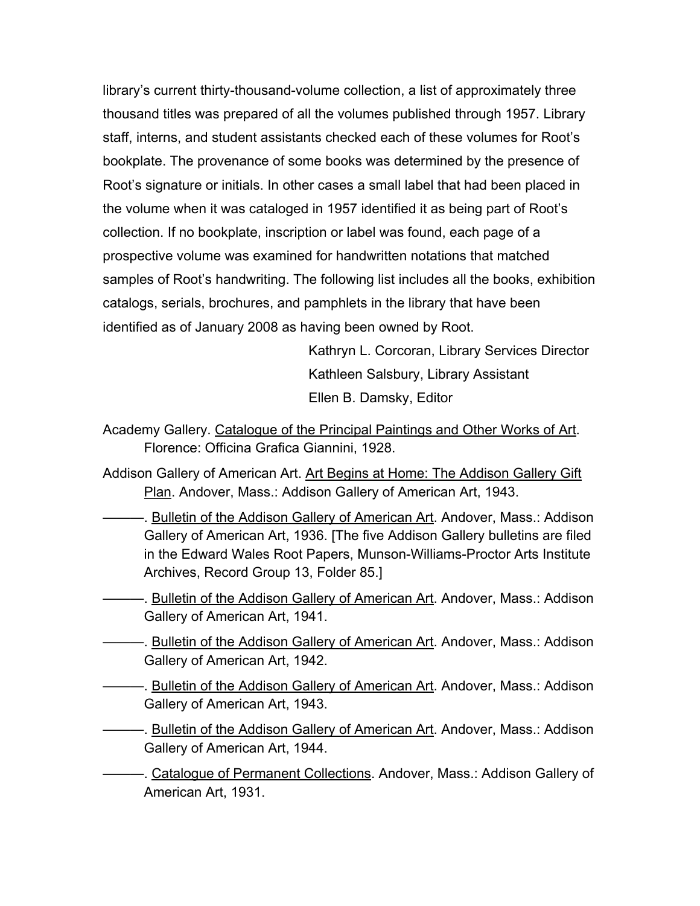library's current thirty-thousand-volume collection, a list of approximately three thousand titles was prepared of all the volumes published through 1957. Library staff, interns, and student assistants checked each of these volumes for Root's bookplate. The provenance of some books was determined by the presence of Root's signature or initials. In other cases a small label that had been placed in the volume when it was cataloged in 1957 identified it as being part of Root's collection. If no bookplate, inscription or label was found, each page of a prospective volume was examined for handwritten notations that matched samples of Root's handwriting. The following list includes all the books, exhibition catalogs, serials, brochures, and pamphlets in the library that have been identified as of January 2008 as having been owned by Root.

Kathryn L. Corcoran, Library Services Director
Kathleen Salsbury, Library Assistant
Ellen B. Damsky, Editor

Academy Gallery. Catalogue of the Principal Paintings and Other Works of Art. Florence: Officina Grafica Giannini, 1928.

Addison Gallery of American Art. Art Begins at Home: The Addison Gallery Gift Plan. Andover, Mass.: Addison Gallery of American Art, 1943.

———. Bulletin of the Addison Gallery of American Art. Andover, Mass.: Addison Gallery of American Art, 1936. [The five Addison Gallery bulletins are filed in the Edward Wales Root Papers, Munson-Williams-Proctor Arts Institute Archives, Record Group 13, Folder 85.]

———. Bulletin of the Addison Gallery of American Art. Andover, Mass.: Addison Gallery of American Art, 1941.

———. Bulletin of the Addison Gallery of American Art. Andover, Mass.: Addison Gallery of American Art, 1942.

———. Bulletin of the Addison Gallery of American Art. Andover, Mass.: Addison Gallery of American Art, 1943.

———. Bulletin of the Addison Gallery of American Art. Andover, Mass.: Addison Gallery of American Art, 1944.

———. Catalogue of Permanent Collections. Andover, Mass.: Addison Gallery of American Art, 1931.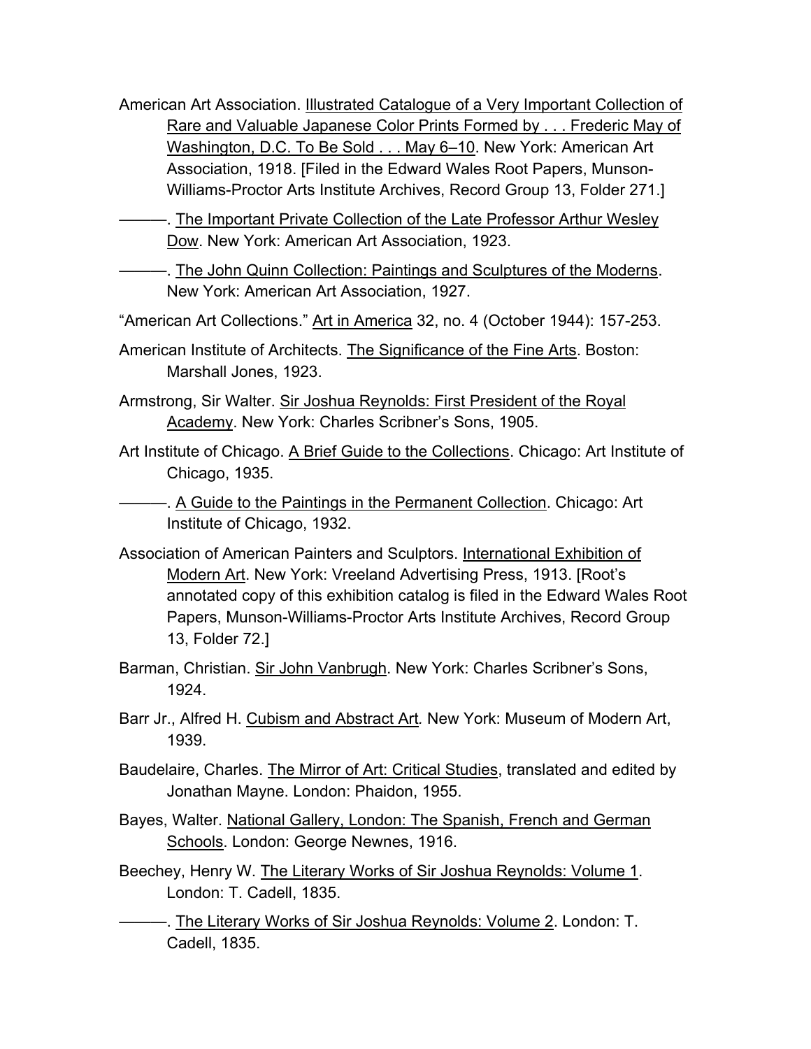American Art Association. <u>Illustrated Catalogue of a Very Important Collection of Rare and Valuable Japanese Color Prints Formed by . . . Frederic May of Washington, D.C. To Be Sold . . . May 6–10</u>. New York: American Art Association, 1918. [Filed in the Edward Wales Root Papers, Munson-Williams-Proctor Arts Institute Archives, Record Group 13, Folder 271.]

———. <u>The Important Private Collection of the Late Professor Arthur Wesley Dow</u>. New York: American Art Association, 1923.

———. <u>The John Quinn Collection: Paintings and Sculptures of the Moderns</u>. New York: American Art Association, 1927.

"American Art Collections." <u>Art in America</u> 32, no. 4 (October 1944): 157-253.

American Institute of Architects. <u>The Significance of the Fine Arts</u>. Boston: Marshall Jones, 1923.

Armstrong, Sir Walter. <u>Sir Joshua Reynolds: First President of the Royal Academy</u>. New York: Charles Scribner's Sons, 1905.

Art Institute of Chicago. <u>A Brief Guide to the Collections</u>. Chicago: Art Institute of Chicago, 1935.

———. <u>A Guide to the Paintings in the Permanent Collection</u>. Chicago: Art Institute of Chicago, 1932.

Association of American Painters and Sculptors. <u>International Exhibition of Modern Art</u>. New York: Vreeland Advertising Press, 1913. [Root's annotated copy of this exhibition catalog is filed in the Edward Wales Root Papers, Munson-Williams-Proctor Arts Institute Archives, Record Group 13, Folder 72.]

Barman, Christian. <u>Sir John Vanbrugh</u>. New York: Charles Scribner's Sons, 1924.

Barr Jr., Alfred H. <u>Cubism and Abstract Art</u>. New York: Museum of Modern Art, 1939.

Baudelaire, Charles. <u>The Mirror of Art: Critical Studies</u>, translated and edited by Jonathan Mayne. London: Phaidon, 1955.

Bayes, Walter. <u>National Gallery, London: The Spanish, French and German Schools</u>. London: George Newnes, 1916.

Beechey, Henry W. <u>The Literary Works of Sir Joshua Reynolds: Volume 1</u>. London: T. Cadell, 1835.

———. <u>The Literary Works of Sir Joshua Reynolds: Volume 2</u>. London: T. Cadell, 1835.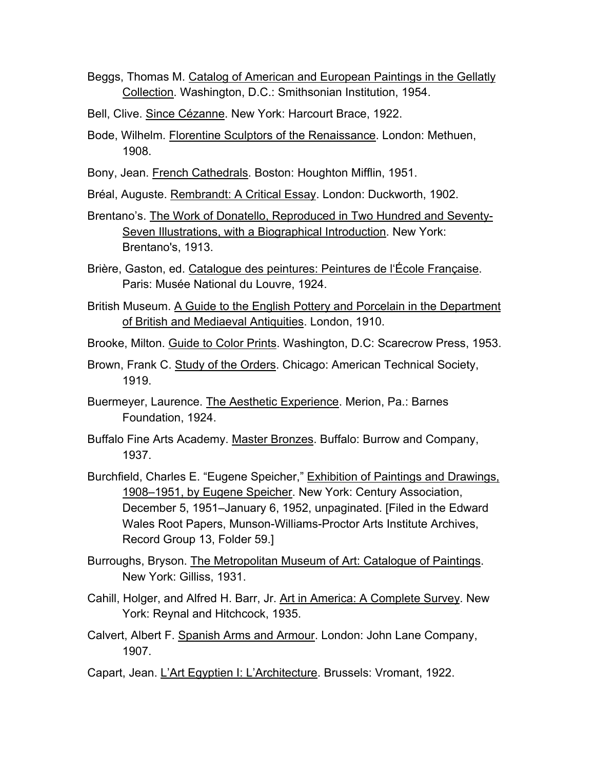Beggs, Thomas M. <u>Catalog of American and European Paintings in the Gellatly Collection</u>. Washington, D.C.: Smithsonian Institution, 1954.

Bell, Clive. <u>Since Cézanne</u>. New York: Harcourt Brace, 1922.

Bode, Wilhelm. <u>Florentine Sculptors of the Renaissance</u>. London: Methuen, 1908.

Bony, Jean. <u>French Cathedrals</u>. Boston: Houghton Mifflin, 1951.

Bréal, Auguste. <u>Rembrandt: A Critical Essay</u>. London: Duckworth, 1902.

Brentano's. <u>The Work of Donatello, Reproduced in Two Hundred and Seventy-Seven Illustrations, with a Biographical Introduction</u>. New York: Brentano's, 1913.

Brière, Gaston, ed. <u>Catalogue des peintures: Peintures de l'École Française</u>. Paris: Musée National du Louvre, 1924.

British Museum. <u>A Guide to the English Pottery and Porcelain in the Department of British and Mediaeval Antiquities</u>. London, 1910.

Brooke, Milton. <u>Guide to Color Prints</u>. Washington, D.C: Scarecrow Press, 1953.

Brown, Frank C. <u>Study of the Orders</u>. Chicago: American Technical Society, 1919.

Buermeyer, Laurence. <u>The Aesthetic Experience</u>. Merion, Pa.: Barnes Foundation, 1924.

Buffalo Fine Arts Academy. <u>Master Bronzes</u>. Buffalo: Burrow and Company, 1937.

Burchfield, Charles E. "Eugene Speicher," <u>Exhibition of Paintings and Drawings, 1908–1951, by Eugene Speicher</u>. New York: Century Association, December 5, 1951–January 6, 1952, unpaginated. [Filed in the Edward Wales Root Papers, Munson-Williams-Proctor Arts Institute Archives, Record Group 13, Folder 59.]

Burroughs, Bryson. <u>The Metropolitan Museum of Art: Catalogue of Paintings</u>. New York: Gilliss, 1931.

Cahill, Holger, and Alfred H. Barr, Jr. <u>Art in America: A Complete Survey</u>. New York: Reynal and Hitchcock, 1935.

Calvert, Albert F. <u>Spanish Arms and Armour</u>. London: John Lane Company, 1907.

Capart, Jean. <u>L'Art Egyptien I: L'Architecture</u>. Brussels: Vromant, 1922.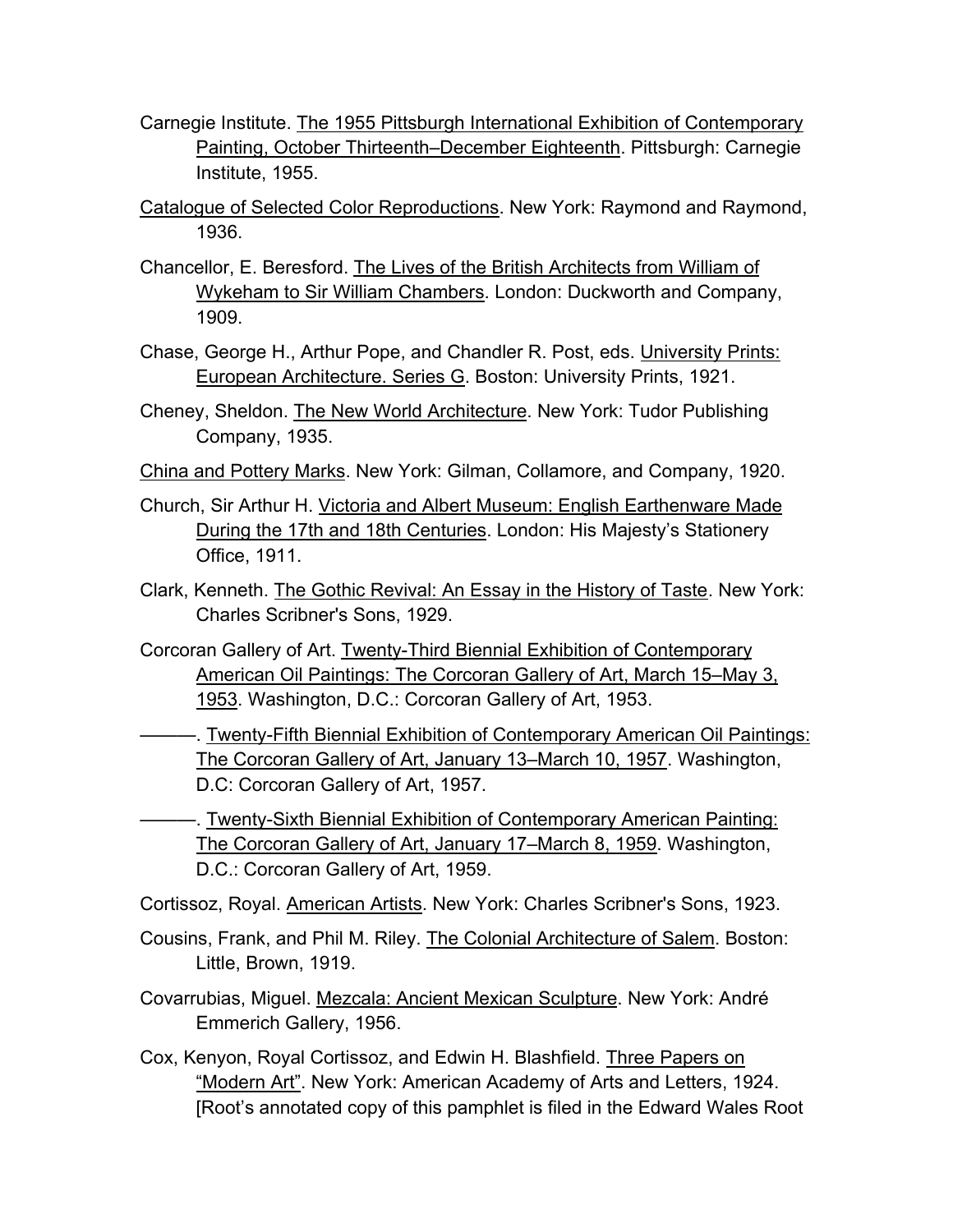Carnegie Institute. The 1955 Pittsburgh International Exhibition of Contemporary Painting, October Thirteenth–December Eighteenth. Pittsburgh: Carnegie Institute, 1955.

Catalogue of Selected Color Reproductions. New York: Raymond and Raymond, 1936.

Chancellor, E. Beresford. The Lives of the British Architects from William of Wykeham to Sir William Chambers. London: Duckworth and Company, 1909.

Chase, George H., Arthur Pope, and Chandler R. Post, eds. University Prints: European Architecture. Series G. Boston: University Prints, 1921.

Cheney, Sheldon. The New World Architecture. New York: Tudor Publishing Company, 1935.

China and Pottery Marks. New York: Gilman, Collamore, and Company, 1920.

Church, Sir Arthur H. Victoria and Albert Museum: English Earthenware Made During the 17th and 18th Centuries. London: His Majesty's Stationery Office, 1911.

Clark, Kenneth. The Gothic Revival: An Essay in the History of Taste. New York: Charles Scribner's Sons, 1929.

Corcoran Gallery of Art. Twenty-Third Biennial Exhibition of Contemporary American Oil Paintings: The Corcoran Gallery of Art, March 15–May 3, 1953. Washington, D.C.: Corcoran Gallery of Art, 1953.

———. Twenty-Fifth Biennial Exhibition of Contemporary American Oil Paintings: The Corcoran Gallery of Art, January 13–March 10, 1957. Washington, D.C: Corcoran Gallery of Art, 1957.

———. Twenty-Sixth Biennial Exhibition of Contemporary American Painting: The Corcoran Gallery of Art, January 17–March 8, 1959. Washington, D.C.: Corcoran Gallery of Art, 1959.

Cortissoz, Royal. American Artists. New York: Charles Scribner's Sons, 1923.

Cousins, Frank, and Phil M. Riley. The Colonial Architecture of Salem. Boston: Little, Brown, 1919.

Covarrubias, Miguel. Mezcala: Ancient Mexican Sculpture. New York: André Emmerich Gallery, 1956.

Cox, Kenyon, Royal Cortissoz, and Edwin H. Blashfield. Three Papers on "Modern Art". New York: American Academy of Arts and Letters, 1924. [Root's annotated copy of this pamphlet is filed in the Edward Wales Root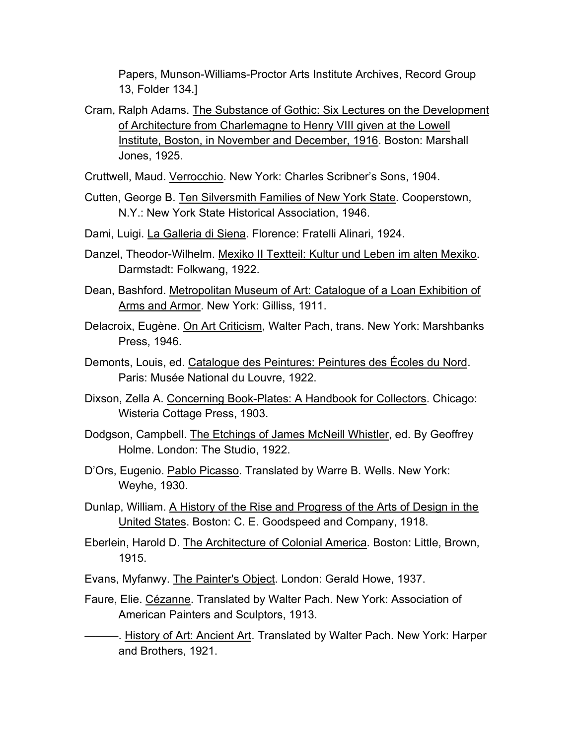Papers, Munson-Williams-Proctor Arts Institute Archives, Record Group 13, Folder 134.]

Cram, Ralph Adams. <u>The Substance of Gothic: Six Lectures on the Development of Architecture from Charlemagne to Henry VIII given at the Lowell Institute, Boston, in November and December, 1916</u>. Boston: Marshall Jones, 1925.

Cruttwell, Maud. <u>Verrocchio</u>. New York: Charles Scribner's Sons, 1904.

Cutten, George B. <u>Ten Silversmith Families of New York State</u>. Cooperstown, N.Y.: New York State Historical Association, 1946.

Dami, Luigi. <u>La Galleria di Siena</u>. Florence: Fratelli Alinari, 1924.

Danzel, Theodor-Wilhelm. <u>Mexiko II Textteil: Kultur und Leben im alten Mexiko</u>. Darmstadt: Folkwang, 1922.

Dean, Bashford. <u>Metropolitan Museum of Art: Catalogue of a Loan Exhibition of Arms and Armor</u>. New York: Gilliss, 1911.

Delacroix, Eugène. <u>On Art Criticism</u>, Walter Pach, trans. New York: Marshbanks Press, 1946.

Demonts, Louis, ed. <u>Catalogue des Peintures: Peintures des Écoles du Nord</u>. Paris: Musée National du Louvre, 1922.

Dixson, Zella A. <u>Concerning Book-Plates: A Handbook for Collectors</u>. Chicago: Wisteria Cottage Press, 1903.

Dodgson, Campbell. <u>The Etchings of James McNeill Whistler</u>, ed. By Geoffrey Holme. London: The Studio, 1922.

D'Ors, Eugenio. <u>Pablo Picasso</u>. Translated by Warre B. Wells. New York: Weyhe, 1930.

Dunlap, William. <u>A History of the Rise and Progress of the Arts of Design in the United States</u>. Boston: C. E. Goodspeed and Company, 1918.

Eberlein, Harold D. <u>The Architecture of Colonial America</u>. Boston: Little, Brown, 1915.

Evans, Myfanwy. <u>The Painter's Object</u>. London: Gerald Howe, 1937.

Faure, Elie. <u>Cézanne</u>. Translated by Walter Pach. New York: Association of American Painters and Sculptors, 1913.

———. <u>History of Art: Ancient Art</u>. Translated by Walter Pach. New York: Harper and Brothers, 1921.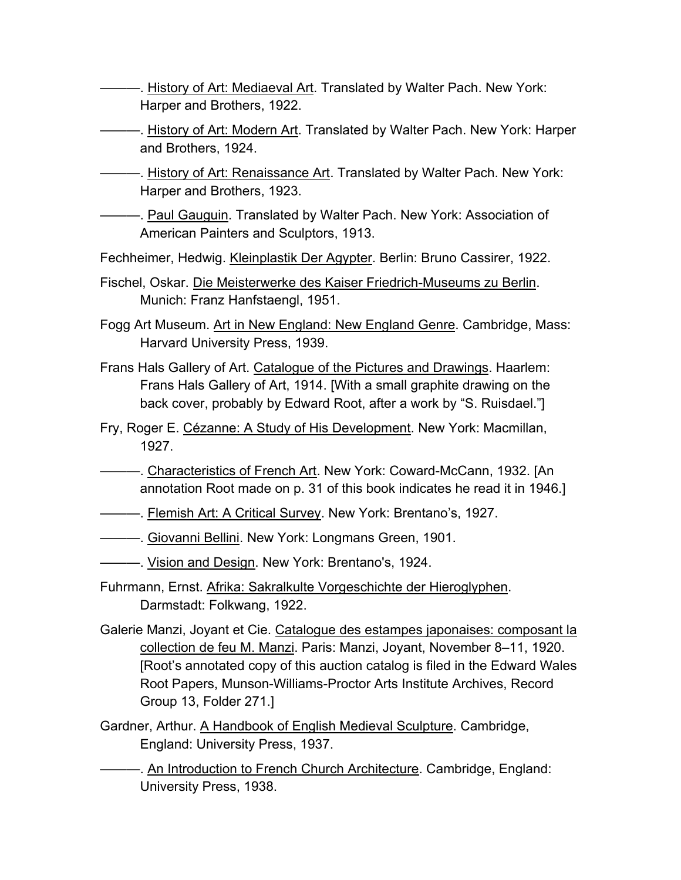———. <u>History of Art: Mediaeval Art</u>. Translated by Walter Pach. New York: Harper and Brothers, 1922.

———. <u>History of Art: Modern Art</u>. Translated by Walter Pach. New York: Harper and Brothers, 1924.

———. <u>History of Art: Renaissance Art</u>. Translated by Walter Pach. New York: Harper and Brothers, 1923.

———. <u>Paul Gauguin</u>. Translated by Walter Pach. New York: Association of American Painters and Sculptors, 1913.

Fechheimer, Hedwig. <u>Kleinplastik Der Agypter</u>. Berlin: Bruno Cassirer, 1922.

Fischel, Oskar. <u>Die Meisterwerke des Kaiser Friedrich-Museums zu Berlin</u>. Munich: Franz Hanfstaengl, 1951.

Fogg Art Museum. <u>Art in New England: New England Genre</u>. Cambridge, Mass: Harvard University Press, 1939.

Frans Hals Gallery of Art. <u>Catalogue of the Pictures and Drawings</u>. Haarlem: Frans Hals Gallery of Art, 1914. [With a small graphite drawing on the back cover, probably by Edward Root, after a work by "S. Ruisdael."]

Fry, Roger E. <u>Cézanne: A Study of His Development</u>. New York: Macmillan, 1927.

———. <u>Characteristics of French Art</u>. New York: Coward-McCann, 1932. [An annotation Root made on p. 31 of this book indicates he read it in 1946.]

———. <u>Flemish Art: A Critical Survey</u>. New York: Brentano's, 1927.

———. <u>Giovanni Bellini</u>. New York: Longmans Green, 1901.

———. <u>Vision and Design</u>. New York: Brentano's, 1924.

Fuhrmann, Ernst. <u>Afrika: Sakralkulte Vorgeschichte der Hieroglyphen</u>. Darmstadt: Folkwang, 1922.

Galerie Manzi, Joyant et Cie. <u>Catalogue des estampes japonaises: composant la collection de feu M. Manzi</u>. Paris: Manzi, Joyant, November 8–11, 1920. [Root's annotated copy of this auction catalog is filed in the Edward Wales Root Papers, Munson-Williams-Proctor Arts Institute Archives, Record Group 13, Folder 271.]

Gardner, Arthur. <u>A Handbook of English Medieval Sculpture</u>. Cambridge, England: University Press, 1937.

———. <u>An Introduction to French Church Architecture</u>. Cambridge, England: University Press, 1938.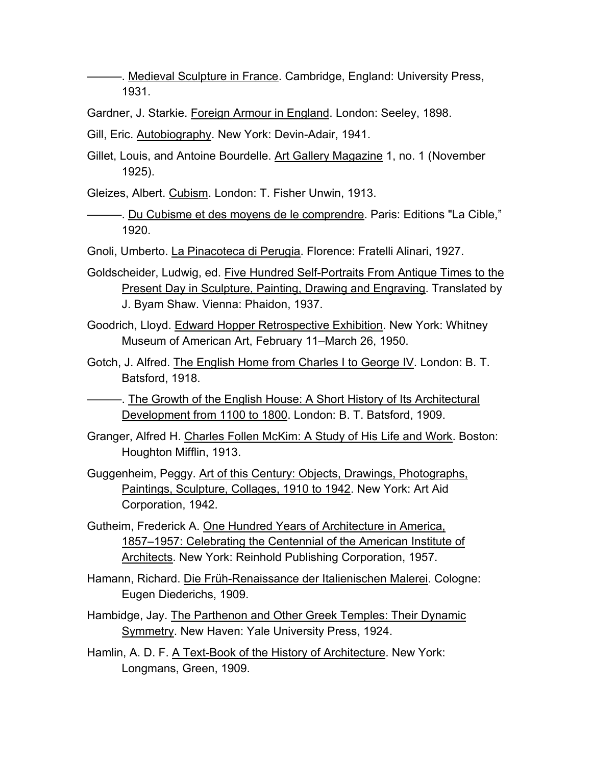———. Medieval Sculpture in France. Cambridge, England: University Press, 1931.

Gardner, J. Starkie. Foreign Armour in England. London: Seeley, 1898.

Gill, Eric. Autobiography. New York: Devin-Adair, 1941.

Gillet, Louis, and Antoine Bourdelle. Art Gallery Magazine 1, no. 1 (November 1925).

Gleizes, Albert. Cubism. London: T. Fisher Unwin, 1913.

———. Du Cubisme et des moyens de le comprendre. Paris: Editions "La Cible," 1920.

Gnoli, Umberto. La Pinacoteca di Perugia. Florence: Fratelli Alinari, 1927.

Goldscheider, Ludwig, ed. Five Hundred Self-Portraits From Antique Times to the Present Day in Sculpture, Painting, Drawing and Engraving. Translated by J. Byam Shaw. Vienna: Phaidon, 1937.

Goodrich, Lloyd. Edward Hopper Retrospective Exhibition. New York: Whitney Museum of American Art, February 11–March 26, 1950.

Gotch, J. Alfred. The English Home from Charles I to George IV. London: B. T. Batsford, 1918.

———. The Growth of the English House: A Short History of Its Architectural Development from 1100 to 1800. London: B. T. Batsford, 1909.

Granger, Alfred H. Charles Follen McKim: A Study of His Life and Work. Boston: Houghton Mifflin, 1913.

Guggenheim, Peggy. Art of this Century: Objects, Drawings, Photographs, Paintings, Sculpture, Collages, 1910 to 1942. New York: Art Aid Corporation, 1942.

Gutheim, Frederick A. One Hundred Years of Architecture in America, 1857–1957: Celebrating the Centennial of the American Institute of Architects. New York: Reinhold Publishing Corporation, 1957.

Hamann, Richard. Die Früh-Renaissance der Italienischen Malerei. Cologne: Eugen Diederichs, 1909.

Hambidge, Jay. The Parthenon and Other Greek Temples: Their Dynamic Symmetry. New Haven: Yale University Press, 1924.

Hamlin, A. D. F. A Text-Book of the History of Architecture. New York: Longmans, Green, 1909.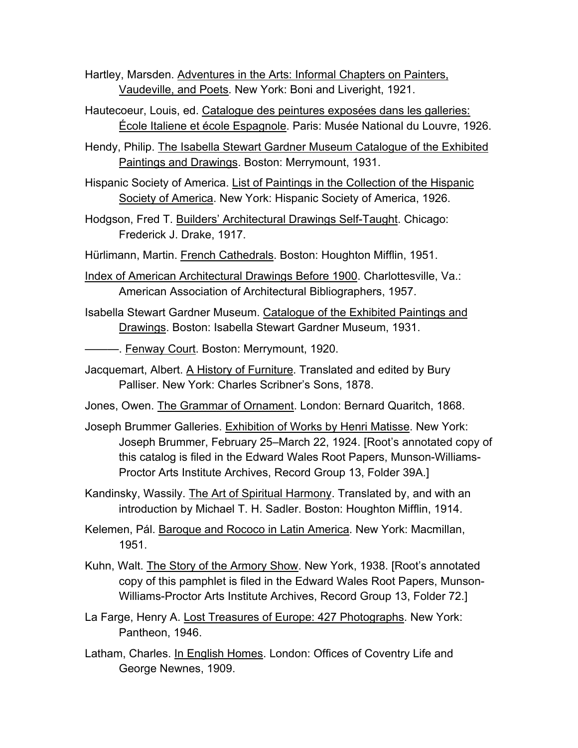Hartley, Marsden. <u>Adventures in the Arts: Informal Chapters on Painters, Vaudeville, and Poets</u>. New York: Boni and Liveright, 1921.

Hautecoeur, Louis, ed. <u>Catalogue des peintures exposées dans les galleries: École Italiene et école Espagnole</u>. Paris: Musée National du Louvre, 1926.

Hendy, Philip. <u>The Isabella Stewart Gardner Museum Catalogue of the Exhibited Paintings and Drawings</u>. Boston: Merrymount, 1931.

Hispanic Society of America. <u>List of Paintings in the Collection of the Hispanic Society of America</u>. New York: Hispanic Society of America, 1926.

Hodgson, Fred T. <u>Builders' Architectural Drawings Self-Taught</u>. Chicago: Frederick J. Drake, 1917.

Hürlimann, Martin. <u>French Cathedrals</u>. Boston: Houghton Mifflin, 1951.

<u>Index of American Architectural Drawings Before 1900</u>. Charlottesville, Va.: American Association of Architectural Bibliographers, 1957.

Isabella Stewart Gardner Museum. <u>Catalogue of the Exhibited Paintings and Drawings</u>. Boston: Isabella Stewart Gardner Museum, 1931.

———. <u>Fenway Court</u>. Boston: Merrymount, 1920.

Jacquemart, Albert. <u>A History of Furniture</u>. Translated and edited by Bury Palliser. New York: Charles Scribner's Sons, 1878.

Jones, Owen. <u>The Grammar of Ornament</u>. London: Bernard Quaritch, 1868.

Joseph Brummer Galleries. <u>Exhibition of Works by Henri Matisse</u>. New York: Joseph Brummer, February 25–March 22, 1924. [Root's annotated copy of this catalog is filed in the Edward Wales Root Papers, Munson-Williams-Proctor Arts Institute Archives, Record Group 13, Folder 39A.]

Kandinsky, Wassily. <u>The Art of Spiritual Harmony</u>. Translated by, and with an introduction by Michael T. H. Sadler. Boston: Houghton Mifflin, 1914.

Kelemen, Pál. <u>Baroque and Rococo in Latin America</u>. New York: Macmillan, 1951.

Kuhn, Walt. <u>The Story of the Armory Show</u>. New York, 1938. [Root's annotated copy of this pamphlet is filed in the Edward Wales Root Papers, Munson-Williams-Proctor Arts Institute Archives, Record Group 13, Folder 72.]

La Farge, Henry A. <u>Lost Treasures of Europe: 427 Photographs</u>. New York: Pantheon, 1946.

Latham, Charles. <u>In English Homes</u>. London: Offices of Coventry Life and George Newnes, 1909.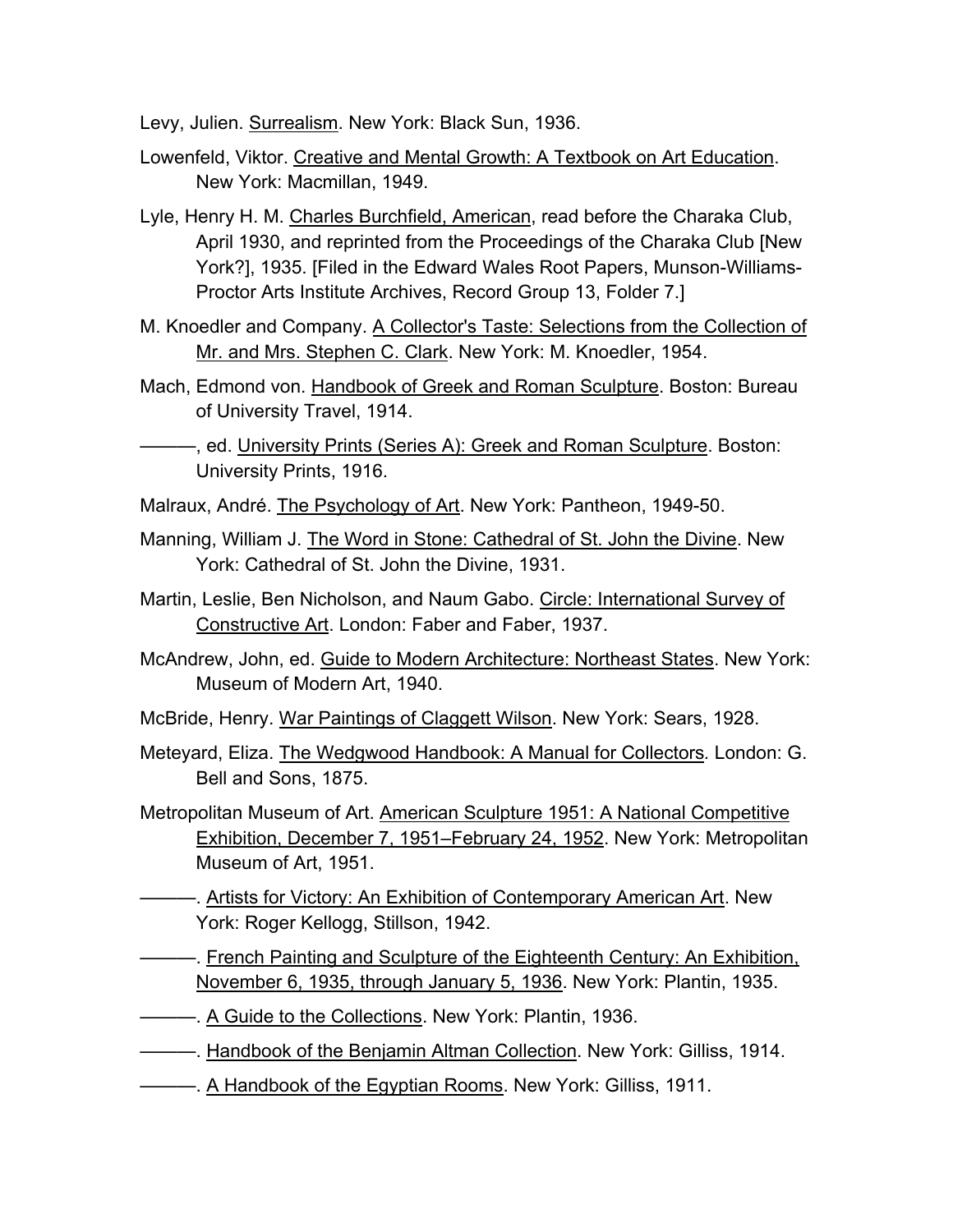Levy, Julien. Surrealism. New York: Black Sun, 1936.

Lowenfeld, Viktor. Creative and Mental Growth: A Textbook on Art Education. New York: Macmillan, 1949.

Lyle, Henry H. M. Charles Burchfield, American, read before the Charaka Club, April 1930, and reprinted from the Proceedings of the Charaka Club [New York?], 1935. [Filed in the Edward Wales Root Papers, Munson-Williams-Proctor Arts Institute Archives, Record Group 13, Folder 7.]

M. Knoedler and Company. A Collector's Taste: Selections from the Collection of Mr. and Mrs. Stephen C. Clark. New York: M. Knoedler, 1954.

Mach, Edmond von. Handbook of Greek and Roman Sculpture. Boston: Bureau of University Travel, 1914.

———, ed. University Prints (Series A): Greek and Roman Sculpture. Boston: University Prints, 1916.

Malraux, André. The Psychology of Art. New York: Pantheon, 1949-50.

Manning, William J. The Word in Stone: Cathedral of St. John the Divine. New York: Cathedral of St. John the Divine, 1931.

Martin, Leslie, Ben Nicholson, and Naum Gabo. Circle: International Survey of Constructive Art. London: Faber and Faber, 1937.

McAndrew, John, ed. Guide to Modern Architecture: Northeast States. New York: Museum of Modern Art, 1940.

McBride, Henry. War Paintings of Claggett Wilson. New York: Sears, 1928.

Meteyard, Eliza. The Wedgwood Handbook: A Manual for Collectors. London: G. Bell and Sons, 1875.

Metropolitan Museum of Art. American Sculpture 1951: A National Competitive Exhibition, December 7, 1951–February 24, 1952. New York: Metropolitan Museum of Art, 1951.

———. Artists for Victory: An Exhibition of Contemporary American Art. New York: Roger Kellogg, Stillson, 1942.

———. French Painting and Sculpture of the Eighteenth Century: An Exhibition, November 6, 1935, through January 5, 1936. New York: Plantin, 1935.

———. A Guide to the Collections. New York: Plantin, 1936.

———. Handbook of the Benjamin Altman Collection. New York: Gilliss, 1914.

———. A Handbook of the Egyptian Rooms. New York: Gilliss, 1911.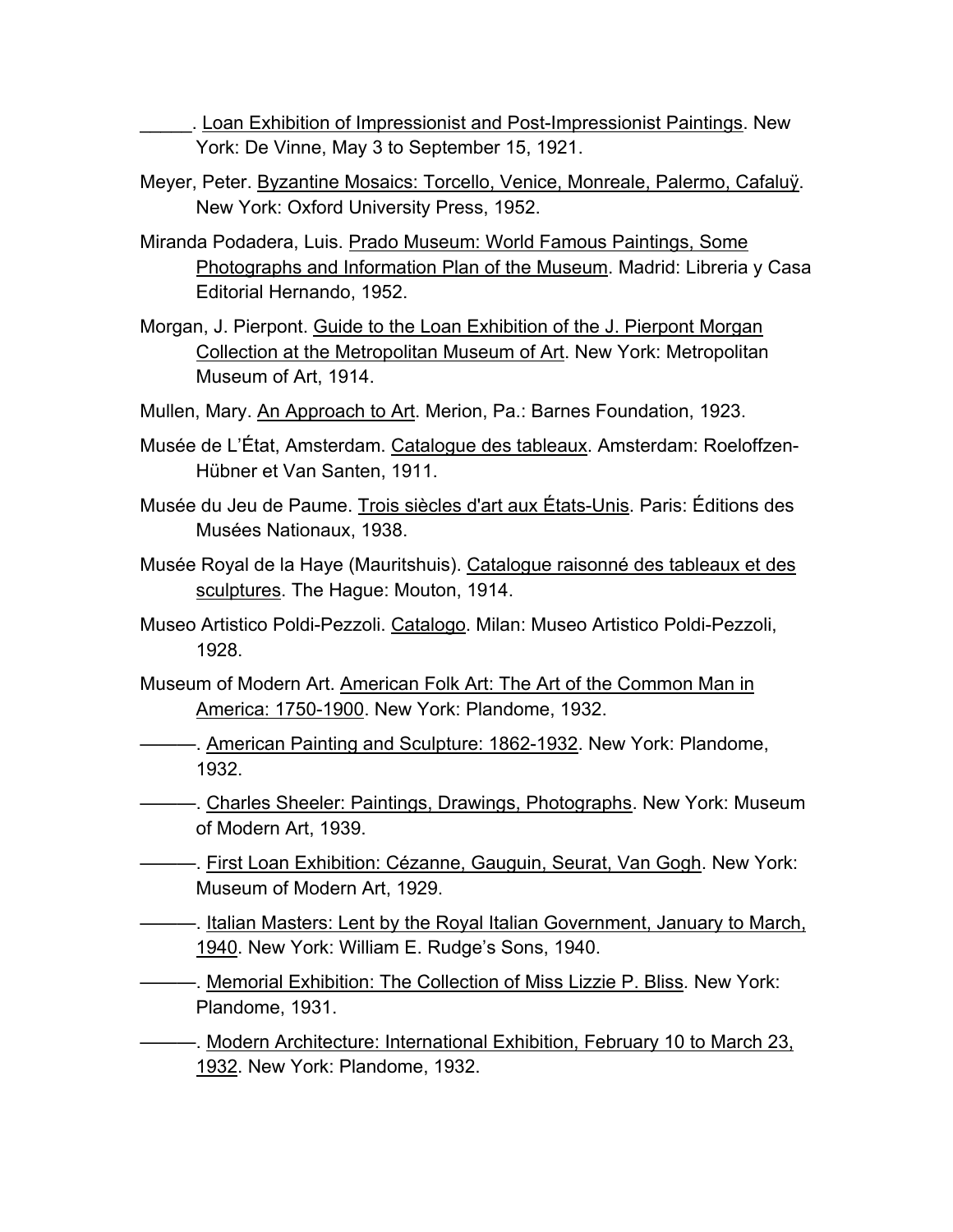_____. <u>Loan Exhibition of Impressionist and Post-Impressionist Paintings</u>. New York: De Vinne, May 3 to September 15, 1921.

Meyer, Peter. <u>Byzantine Mosaics: Torcello, Venice, Monreale, Palermo, Cafaluÿ</u>. New York: Oxford University Press, 1952.

Miranda Podadera, Luis. <u>Prado Museum: World Famous Paintings, Some Photographs and Information Plan of the Museum</u>. Madrid: Libreria y Casa Editorial Hernando, 1952.

Morgan, J. Pierpont. <u>Guide to the Loan Exhibition of the J. Pierpont Morgan Collection at the Metropolitan Museum of Art</u>. New York: Metropolitan Museum of Art, 1914.

Mullen, Mary. <u>An Approach to Art</u>. Merion, Pa.: Barnes Foundation, 1923.

Musée de L'État, Amsterdam. <u>Catalogue des tableaux</u>. Amsterdam: Roeloffzen-Hübner et Van Santen, 1911.

Musée du Jeu de Paume. <u>Trois siècles d'art aux États-Unis</u>. Paris: Éditions des Musées Nationaux, 1938.

Musée Royal de la Haye (Mauritshuis). <u>Catalogue raisonné des tableaux et des sculptures</u>. The Hague: Mouton, 1914.

Museo Artistico Poldi-Pezzoli. <u>Catalogo</u>. Milan: Museo Artistico Poldi-Pezzoli, 1928.

Museum of Modern Art. <u>American Folk Art: The Art of the Common Man in America: 1750-1900</u>. New York: Plandome, 1932.

———. <u>American Painting and Sculpture: 1862-1932</u>. New York: Plandome, 1932.

———. <u>Charles Sheeler: Paintings, Drawings, Photographs</u>. New York: Museum of Modern Art, 1939.

———. <u>First Loan Exhibition: Cézanne, Gauguin, Seurat, Van Gogh</u>. New York: Museum of Modern Art, 1929.

———. <u>Italian Masters: Lent by the Royal Italian Government, January to March, 1940</u>. New York: William E. Rudge's Sons, 1940.

———. <u>Memorial Exhibition: The Collection of Miss Lizzie P. Bliss</u>. New York: Plandome, 1931.

———. <u>Modern Architecture: International Exhibition, February 10 to March 23, 1932</u>. New York: Plandome, 1932.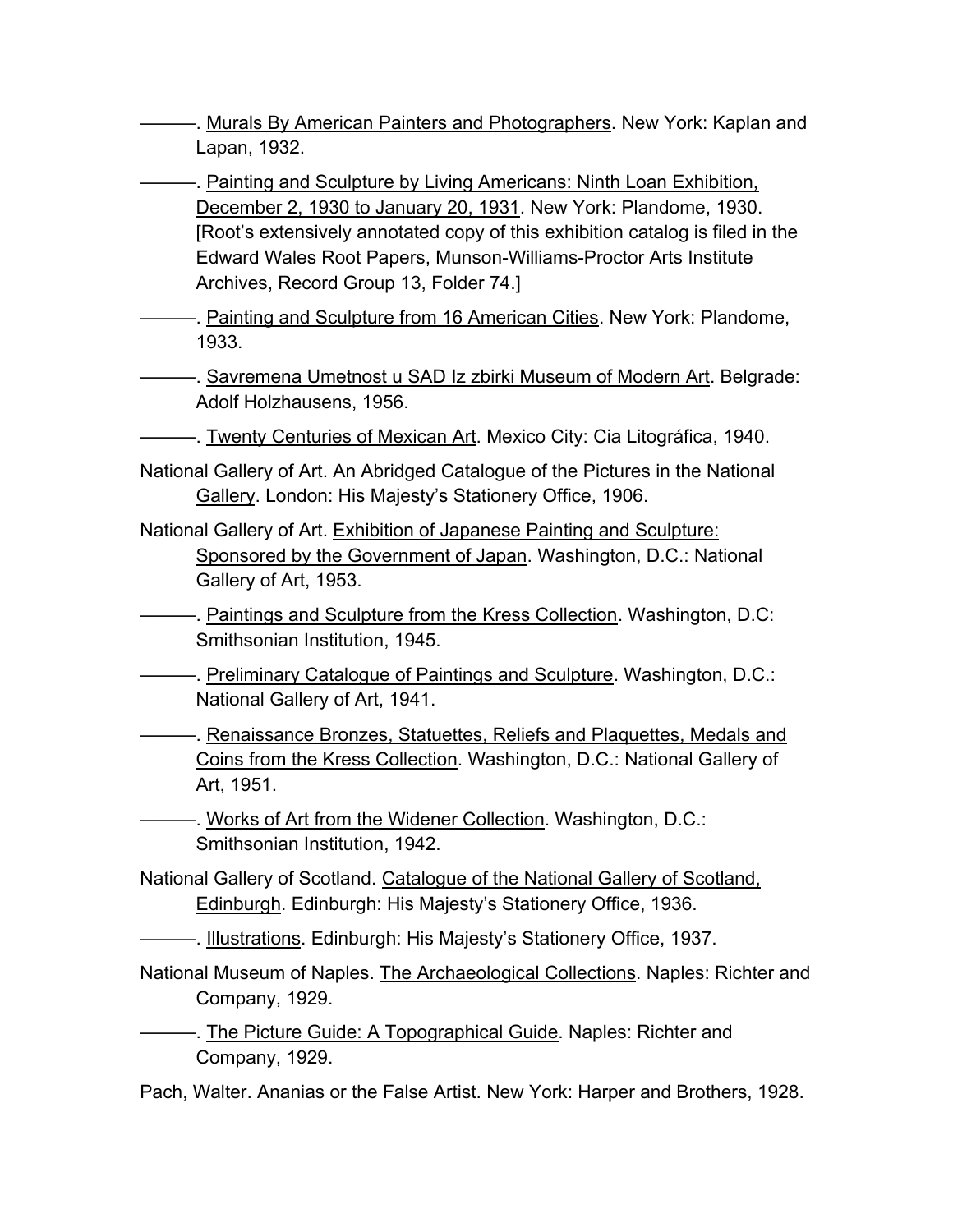———. <u>Murals By American Painters and Photographers</u>. New York: Kaplan and Lapan, 1932.

———. <u>Painting and Sculpture by Living Americans: Ninth Loan Exhibition, December 2, 1930 to January 20, 1931</u>. New York: Plandome, 1930. [Root's extensively annotated copy of this exhibition catalog is filed in the Edward Wales Root Papers, Munson-Williams-Proctor Arts Institute Archives, Record Group 13, Folder 74.]

———. <u>Painting and Sculpture from 16 American Cities</u>. New York: Plandome, 1933.

———. <u>Savremena Umetnost u SAD Iz zbirki Museum of Modern Art</u>. Belgrade: Adolf Holzhausens, 1956.

———. <u>Twenty Centuries of Mexican Art</u>. Mexico City: Cia Litográfica, 1940.

National Gallery of Art. <u>An Abridged Catalogue of the Pictures in the National Gallery</u>. London: His Majesty's Stationery Office, 1906.

National Gallery of Art. <u>Exhibition of Japanese Painting and Sculpture: Sponsored by the Government of Japan</u>. Washington, D.C.: National Gallery of Art, 1953.

———. <u>Paintings and Sculpture from the Kress Collection</u>. Washington, D.C: Smithsonian Institution, 1945.

———. <u>Preliminary Catalogue of Paintings and Sculpture</u>. Washington, D.C.: National Gallery of Art, 1941.

———. <u>Renaissance Bronzes, Statuettes, Reliefs and Plaquettes, Medals and Coins from the Kress Collection</u>. Washington, D.C.: National Gallery of Art, 1951.

———. <u>Works of Art from the Widener Collection</u>. Washington, D.C.: Smithsonian Institution, 1942.

National Gallery of Scotland. <u>Catalogue of the National Gallery of Scotland, Edinburgh</u>. Edinburgh: His Majesty's Stationery Office, 1936.

———. <u>Illustrations</u>. Edinburgh: His Majesty's Stationery Office, 1937.

National Museum of Naples. <u>The Archaeological Collections</u>. Naples: Richter and Company, 1929.

———. <u>The Picture Guide: A Topographical Guide</u>. Naples: Richter and Company, 1929.

Pach, Walter. <u>Ananias or the False Artist</u>. New York: Harper and Brothers, 1928.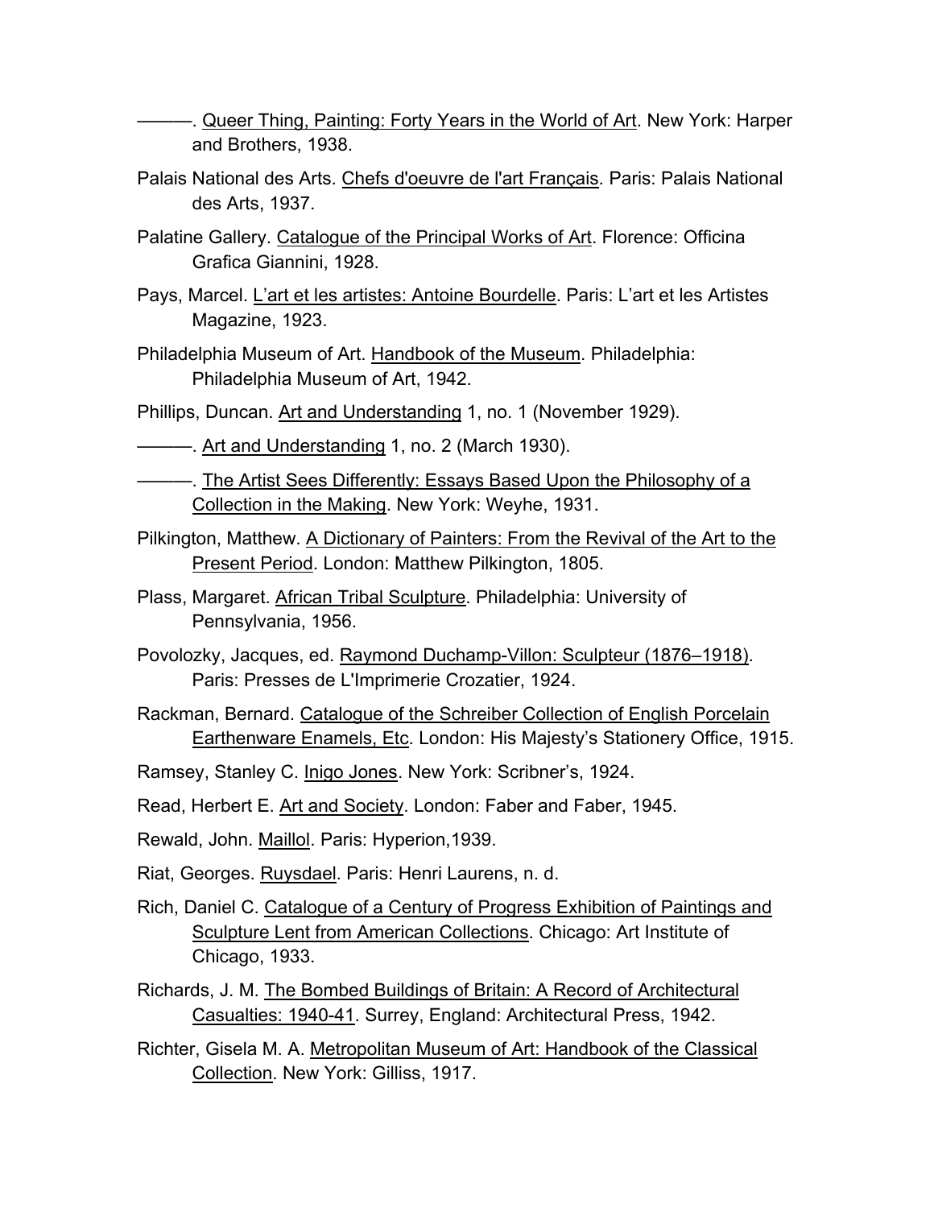———. Queer Thing, Painting: Forty Years in the World of Art. New York: Harper and Brothers, 1938.

Palais National des Arts. Chefs d'oeuvre de l'art Français. Paris: Palais National des Arts, 1937.

Palatine Gallery. Catalogue of the Principal Works of Art. Florence: Officina Grafica Giannini, 1928.

Pays, Marcel. L'art et les artistes: Antoine Bourdelle. Paris: L'art et les Artistes Magazine, 1923.

Philadelphia Museum of Art. Handbook of the Museum. Philadelphia: Philadelphia Museum of Art, 1942.

Phillips, Duncan. Art and Understanding 1, no. 1 (November 1929).

———. Art and Understanding 1, no. 2 (March 1930).

———. The Artist Sees Differently: Essays Based Upon the Philosophy of a Collection in the Making. New York: Weyhe, 1931.

Pilkington, Matthew. A Dictionary of Painters: From the Revival of the Art to the Present Period. London: Matthew Pilkington, 1805.

Plass, Margaret. African Tribal Sculpture. Philadelphia: University of Pennsylvania, 1956.

Povolozky, Jacques, ed. Raymond Duchamp-Villon: Sculpteur (1876–1918). Paris: Presses de L'Imprimerie Crozatier, 1924.

Rackman, Bernard. Catalogue of the Schreiber Collection of English Porcelain Earthenware Enamels, Etc. London: His Majesty's Stationery Office, 1915.

Ramsey, Stanley C. Inigo Jones. New York: Scribner's, 1924.

Read, Herbert E. Art and Society. London: Faber and Faber, 1945.

Rewald, John. Maillol. Paris: Hyperion,1939.

Riat, Georges. Ruysdael. Paris: Henri Laurens, n. d.

Rich, Daniel C. Catalogue of a Century of Progress Exhibition of Paintings and Sculpture Lent from American Collections. Chicago: Art Institute of Chicago, 1933.

Richards, J. M. The Bombed Buildings of Britain: A Record of Architectural Casualties: 1940-41. Surrey, England: Architectural Press, 1942.

Richter, Gisela M. A. Metropolitan Museum of Art: Handbook of the Classical Collection. New York: Gilliss, 1917.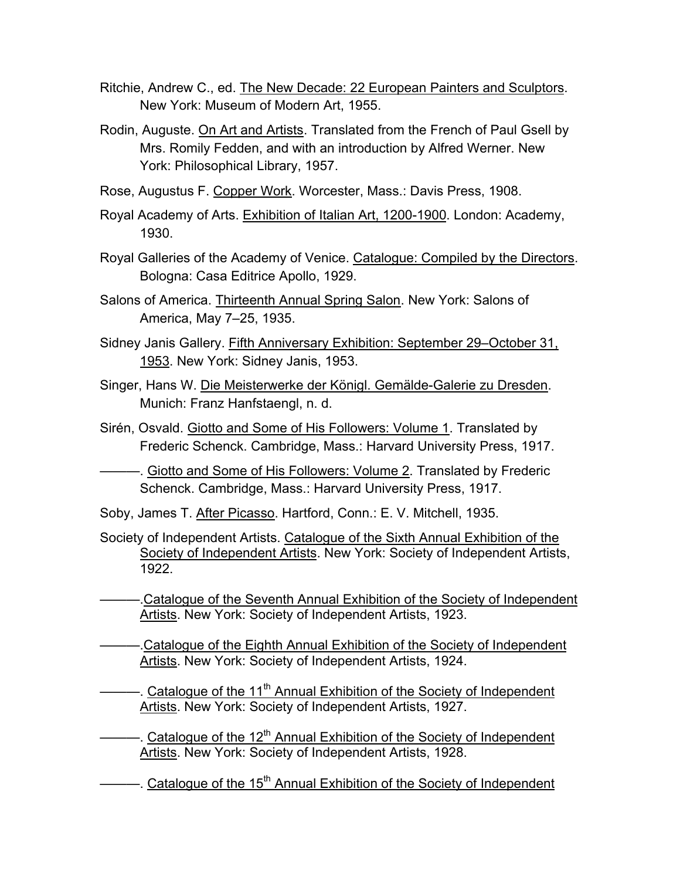Ritchie, Andrew C., ed. The New Decade: 22 European Painters and Sculptors. New York: Museum of Modern Art, 1955.

Rodin, Auguste. On Art and Artists. Translated from the French of Paul Gsell by Mrs. Romily Fedden, and with an introduction by Alfred Werner. New York: Philosophical Library, 1957.

Rose, Augustus F. Copper Work. Worcester, Mass.: Davis Press, 1908.

Royal Academy of Arts. Exhibition of Italian Art, 1200-1900. London: Academy, 1930.

Royal Galleries of the Academy of Venice. Catalogue: Compiled by the Directors. Bologna: Casa Editrice Apollo, 1929.

Salons of America. Thirteenth Annual Spring Salon. New York: Salons of America, May 7–25, 1935.

Sidney Janis Gallery. Fifth Anniversary Exhibition: September 29–October 31, 1953. New York: Sidney Janis, 1953.

Singer, Hans W. Die Meisterwerke der Königl. Gemälde-Galerie zu Dresden. Munich: Franz Hanfstaengl, n. d.

Sirén, Osvald. Giotto and Some of His Followers: Volume 1. Translated by Frederic Schenck. Cambridge, Mass.: Harvard University Press, 1917.

———. Giotto and Some of His Followers: Volume 2. Translated by Frederic Schenck. Cambridge, Mass.: Harvard University Press, 1917.

Soby, James T. After Picasso. Hartford, Conn.: E. V. Mitchell, 1935.

Society of Independent Artists. Catalogue of the Sixth Annual Exhibition of the Society of Independent Artists. New York: Society of Independent Artists, 1922.

———.Catalogue of the Seventh Annual Exhibition of the Society of Independent Artists. New York: Society of Independent Artists, 1923.

———.Catalogue of the Eighth Annual Exhibition of the Society of Independent Artists. New York: Society of Independent Artists, 1924.

———. Catalogue of the 11th Annual Exhibition of the Society of Independent Artists. New York: Society of Independent Artists, 1927.

———. Catalogue of the 12th Annual Exhibition of the Society of Independent Artists. New York: Society of Independent Artists, 1928.

———. Catalogue of the 15th Annual Exhibition of the Society of Independent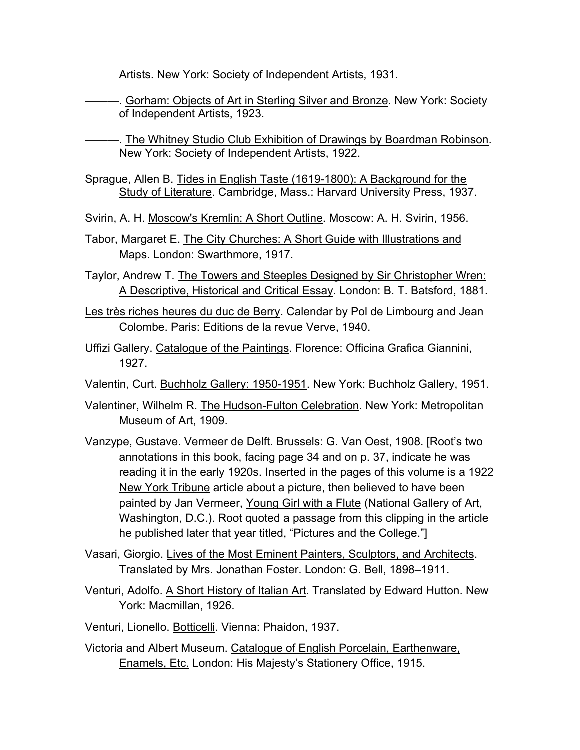Artists. New York: Society of Independent Artists, 1931.

———. Gorham: Objects of Art in Sterling Silver and Bronze. New York: Society of Independent Artists, 1923.

———. The Whitney Studio Club Exhibition of Drawings by Boardman Robinson. New York: Society of Independent Artists, 1922.

Sprague, Allen B. Tides in English Taste (1619-1800): A Background for the Study of Literature. Cambridge, Mass.: Harvard University Press, 1937.

Svirin, A. H. Moscow's Kremlin: A Short Outline. Moscow: A. H. Svirin, 1956.

Tabor, Margaret E. The City Churches: A Short Guide with Illustrations and Maps. London: Swarthmore, 1917.

Taylor, Andrew T. The Towers and Steeples Designed by Sir Christopher Wren: A Descriptive, Historical and Critical Essay. London: B. T. Batsford, 1881.

Les très riches heures du duc de Berry. Calendar by Pol de Limbourg and Jean Colombe. Paris: Editions de la revue Verve, 1940.

Uffizi Gallery. Catalogue of the Paintings. Florence: Officina Grafica Giannini, 1927.

Valentin, Curt. Buchholz Gallery: 1950-1951. New York: Buchholz Gallery, 1951.

Valentiner, Wilhelm R. The Hudson-Fulton Celebration. New York: Metropolitan Museum of Art, 1909.

Vanzype, Gustave. Vermeer de Delft. Brussels: G. Van Oest, 1908. [Root's two annotations in this book, facing page 34 and on p. 37, indicate he was reading it in the early 1920s. Inserted in the pages of this volume is a 1922 New York Tribune article about a picture, then believed to have been painted by Jan Vermeer, Young Girl with a Flute (National Gallery of Art, Washington, D.C.). Root quoted a passage from this clipping in the article he published later that year titled, "Pictures and the College."]

Vasari, Giorgio. Lives of the Most Eminent Painters, Sculptors, and Architects. Translated by Mrs. Jonathan Foster. London: G. Bell, 1898–1911.

Venturi, Adolfo. A Short History of Italian Art. Translated by Edward Hutton. New York: Macmillan, 1926.

Venturi, Lionello. Botticelli. Vienna: Phaidon, 1937.

Victoria and Albert Museum. Catalogue of English Porcelain, Earthenware, Enamels, Etc. London: His Majesty's Stationery Office, 1915.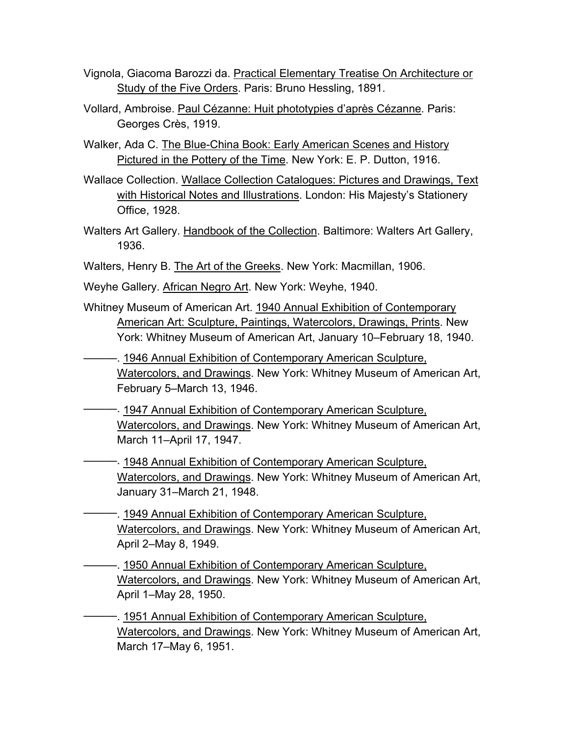Vignola, Giacoma Barozzi da. Practical Elementary Treatise On Architecture or Study of the Five Orders. Paris: Bruno Hessling, 1891.

Vollard, Ambroise. Paul Cézanne: Huit phototypies d'après Cézanne. Paris: Georges Crès, 1919.

Walker, Ada C. The Blue-China Book: Early American Scenes and History Pictured in the Pottery of the Time. New York: E. P. Dutton, 1916.

Wallace Collection. Wallace Collection Catalogues: Pictures and Drawings, Text with Historical Notes and Illustrations. London: His Majesty's Stationery Office, 1928.

Walters Art Gallery. Handbook of the Collection. Baltimore: Walters Art Gallery, 1936.

Walters, Henry B. The Art of the Greeks. New York: Macmillan, 1906.

Weyhe Gallery. African Negro Art. New York: Weyhe, 1940.

Whitney Museum of American Art. 1940 Annual Exhibition of Contemporary American Art: Sculpture, Paintings, Watercolors, Drawings, Prints. New York: Whitney Museum of American Art, January 10–February 18, 1940.

———. 1946 Annual Exhibition of Contemporary American Sculpture, Watercolors, and Drawings. New York: Whitney Museum of American Art, February 5–March 13, 1946.

———. 1947 Annual Exhibition of Contemporary American Sculpture, Watercolors, and Drawings. New York: Whitney Museum of American Art, March 11–April 17, 1947.

———. 1948 Annual Exhibition of Contemporary American Sculpture, Watercolors, and Drawings. New York: Whitney Museum of American Art, January 31–March 21, 1948.

———. 1949 Annual Exhibition of Contemporary American Sculpture, Watercolors, and Drawings. New York: Whitney Museum of American Art, April 2–May 8, 1949.

———. 1950 Annual Exhibition of Contemporary American Sculpture, Watercolors, and Drawings. New York: Whitney Museum of American Art, April 1–May 28, 1950.

———. 1951 Annual Exhibition of Contemporary American Sculpture, Watercolors, and Drawings. New York: Whitney Museum of American Art, March 17–May 6, 1951.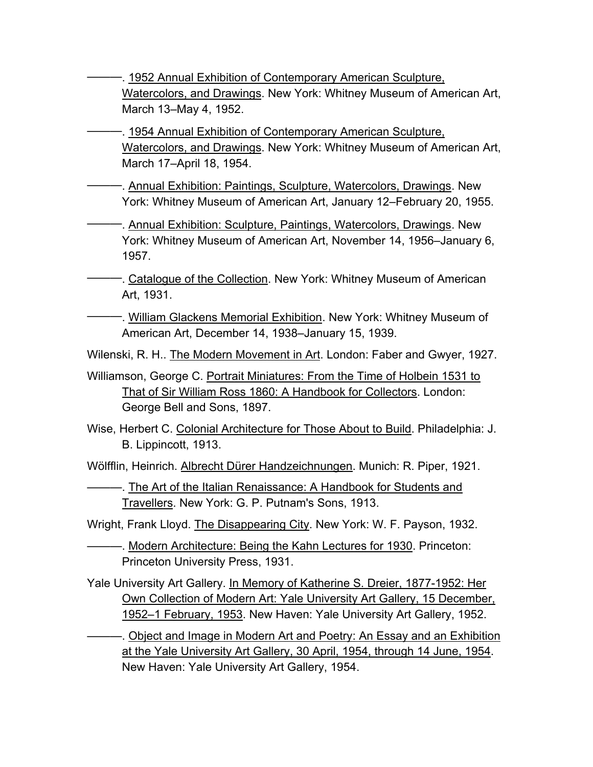———. <u>1952 Annual Exhibition of Contemporary American Sculpture, Watercolors, and Drawings</u>. New York: Whitney Museum of American Art, March 13–May 4, 1952.

———. <u>1954 Annual Exhibition of Contemporary American Sculpture, Watercolors, and Drawings</u>. New York: Whitney Museum of American Art, March 17–April 18, 1954.

———. <u>Annual Exhibition: Paintings, Sculpture, Watercolors, Drawings</u>. New York: Whitney Museum of American Art, January 12–February 20, 1955.

———. <u>Annual Exhibition: Sculpture, Paintings, Watercolors, Drawings</u>. New York: Whitney Museum of American Art, November 14, 1956–January 6, 1957.

———. <u>Catalogue of the Collection</u>. New York: Whitney Museum of American Art, 1931.

———. <u>William Glackens Memorial Exhibition</u>. New York: Whitney Museum of American Art, December 14, 1938–January 15, 1939.

Wilenski, R. H.. <u>The Modern Movement in Art</u>. London: Faber and Gwyer, 1927.

Williamson, George C. <u>Portrait Miniatures: From the Time of Holbein 1531 to That of Sir William Ross 1860: A Handbook for Collectors</u>. London: George Bell and Sons, 1897.

Wise, Herbert C. <u>Colonial Architecture for Those About to Build</u>. Philadelphia: J. B. Lippincott, 1913.

Wölfflin, Heinrich. <u>Albrecht Dürer Handzeichnungen</u>. Munich: R. Piper, 1921.

———. <u>The Art of the Italian Renaissance: A Handbook for Students and Travellers</u>. New York: G. P. Putnam's Sons, 1913.

Wright, Frank Lloyd. <u>The Disappearing City</u>. New York: W. F. Payson, 1932.

———. <u>Modern Architecture: Being the Kahn Lectures for 1930</u>. Princeton: Princeton University Press, 1931.

Yale University Art Gallery. <u>In Memory of Katherine S. Dreier, 1877-1952: Her Own Collection of Modern Art: Yale University Art Gallery, 15 December, 1952–1 February, 1953</u>. New Haven: Yale University Art Gallery, 1952.

———. <u>Object and Image in Modern Art and Poetry: An Essay and an Exhibition at the Yale University Art Gallery, 30 April, 1954, through 14 June, 1954</u>. New Haven: Yale University Art Gallery, 1954.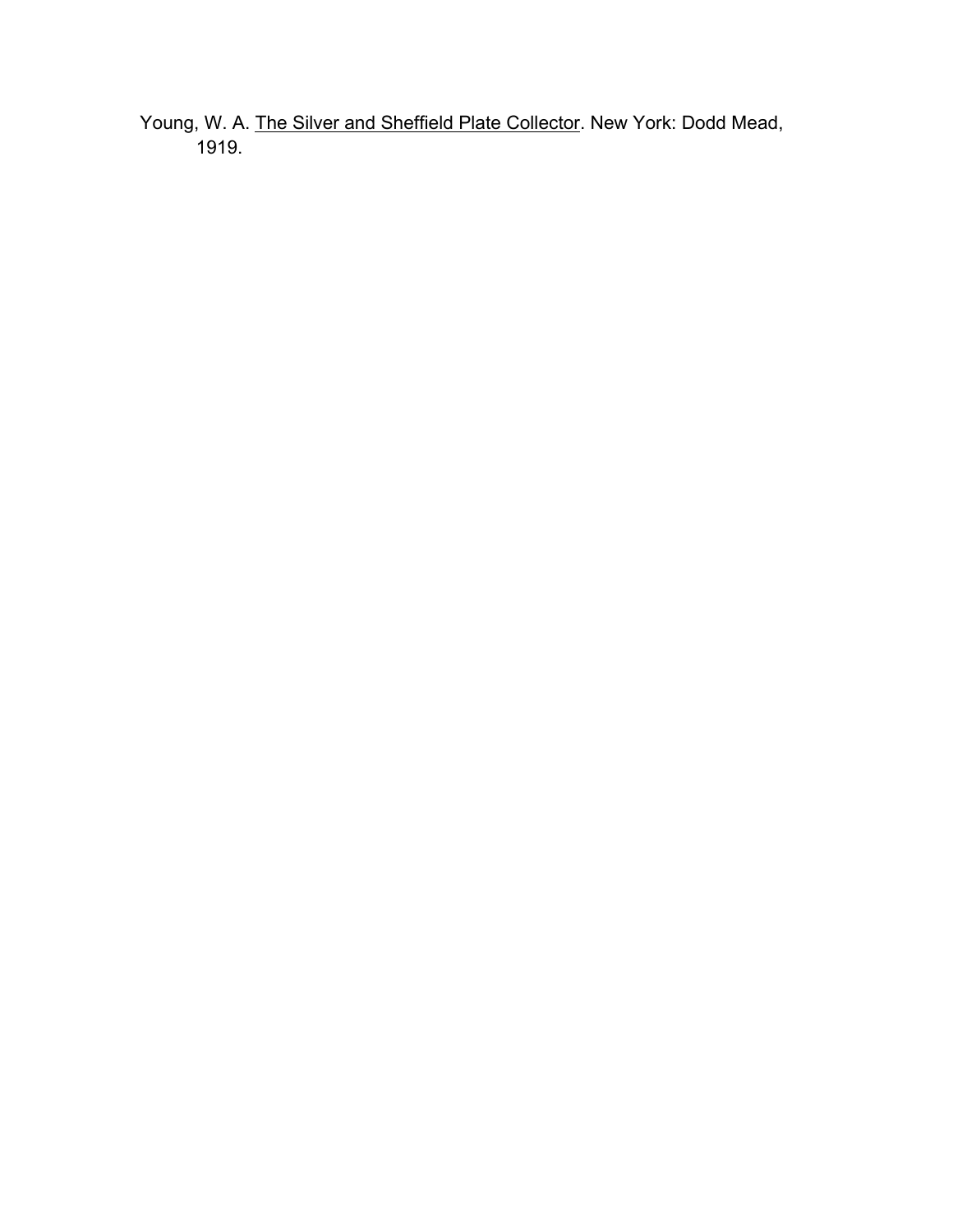Young, W. A. The Silver and Sheffield Plate Collector. New York: Dodd Mead, 1919.